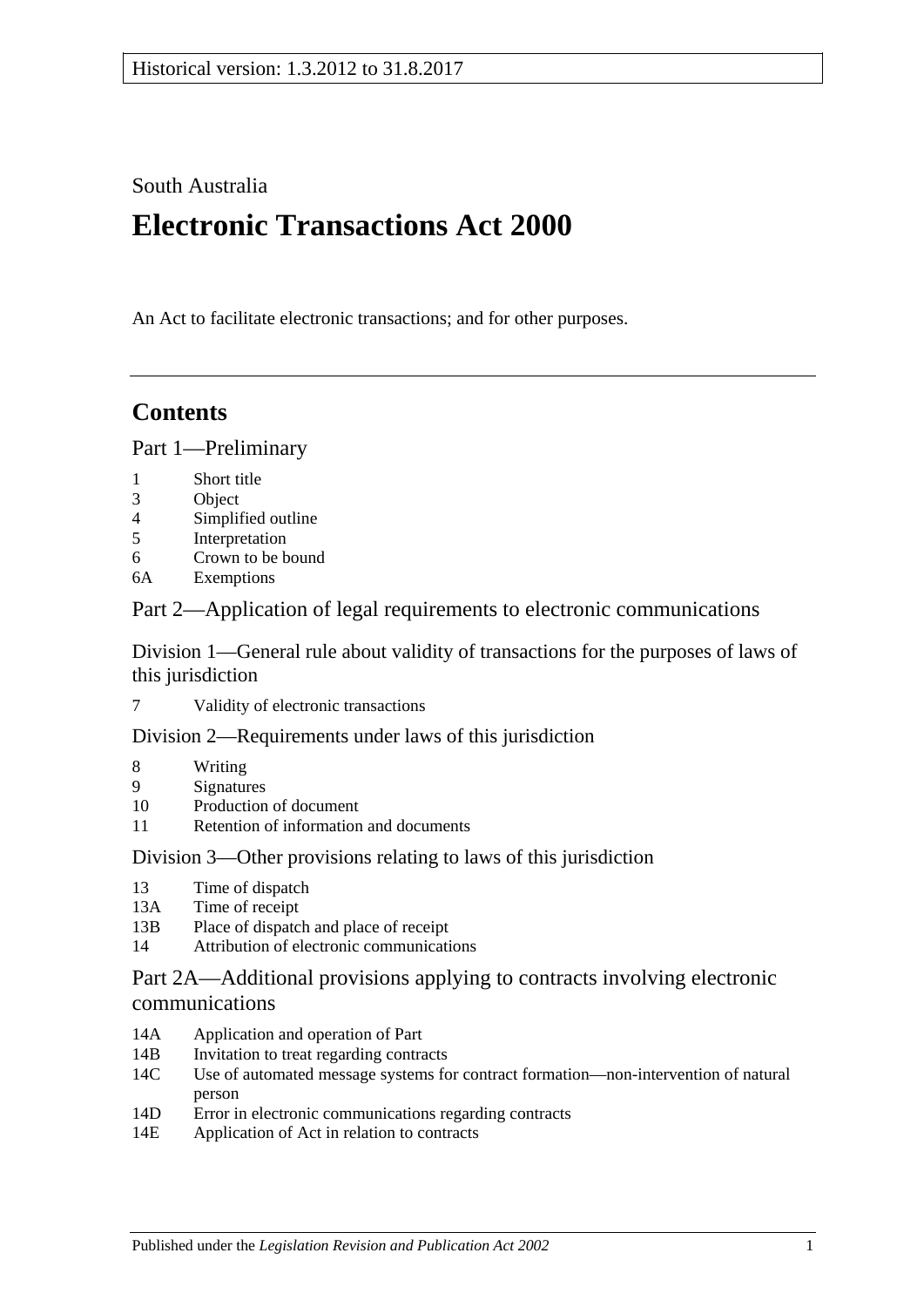Historical version: 1.3.2012 to 31.8.2017

South Australia

# Electronic Transactions Act 2000

An Act to facilitate electronic transactions; and for other purposes.

## Contents

Part 1—Preliminary

1 Short title
3 Object
4 Simplified outline
5 Interpretation
6 Crown to be bound
6A Exemptions

Part 2—Application of legal requirements to electronic communications

Division 1—General rule about validity of transactions for the purposes of laws of this jurisdiction

7 Validity of electronic transactions

Division 2—Requirements under laws of this jurisdiction

8 Writing
9 Signatures
10 Production of document
11 Retention of information and documents

Division 3—Other provisions relating to laws of this jurisdiction

13 Time of dispatch
13A Time of receipt
13B Place of dispatch and place of receipt
14 Attribution of electronic communications

Part 2A—Additional provisions applying to contracts involving electronic communications

14A Application and operation of Part
14B Invitation to treat regarding contracts
14C Use of automated message systems for contract formation—non-intervention of natural person
14D Error in electronic communications regarding contracts
14E Application of Act in relation to contracts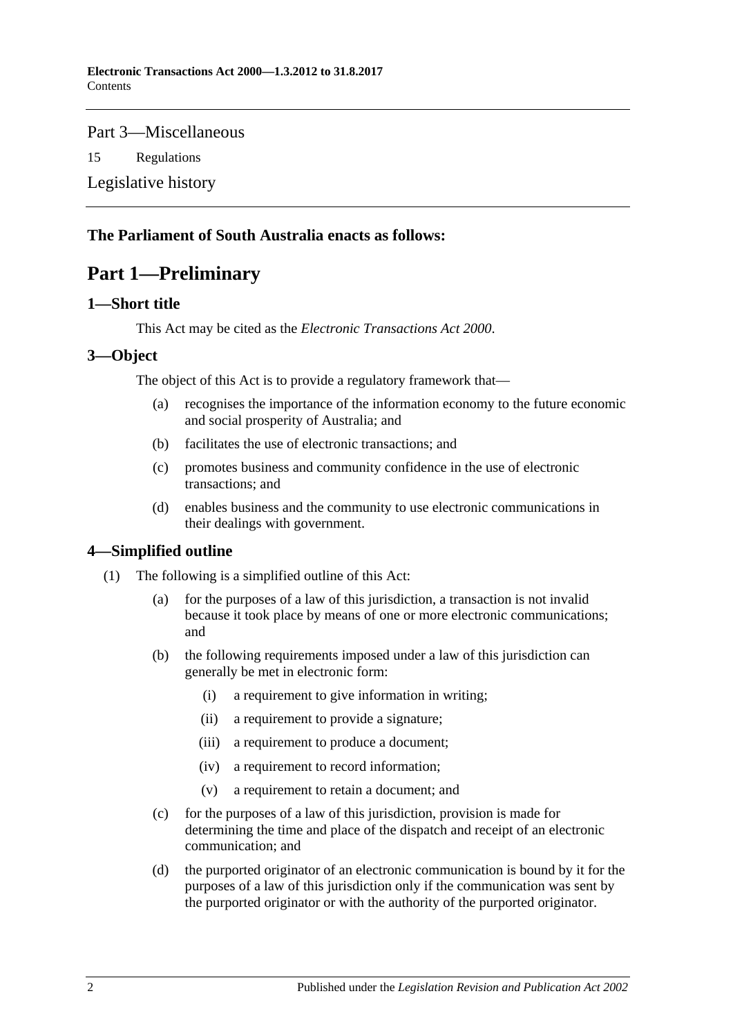Part 3—Miscellaneous

15 Regulations

Legislative history

**The Parliament of South Australia enacts as follows:**

# Part 1—Preliminary

## 1—Short title

This Act may be cited as the *Electronic Transactions Act 2000*.

## 3—Object

The object of this Act is to provide a regulatory framework that—

(a) recognises the importance of the information economy to the future economic and social prosperity of Australia; and

(b) facilitates the use of electronic transactions; and

(c) promotes business and community confidence in the use of electronic transactions; and

(d) enables business and the community to use electronic communications in their dealings with government.

## 4—Simplified outline

(1) The following is a simplified outline of this Act:

(a) for the purposes of a law of this jurisdiction, a transaction is not invalid because it took place by means of one or more electronic communications; and

(b) the following requirements imposed under a law of this jurisdiction can generally be met in electronic form:

(i) a requirement to give information in writing;

(ii) a requirement to provide a signature;

(iii) a requirement to produce a document;

(iv) a requirement to record information;

(v) a requirement to retain a document; and

(c) for the purposes of a law of this jurisdiction, provision is made for determining the time and place of the dispatch and receipt of an electronic communication; and

(d) the purported originator of an electronic communication is bound by it for the purposes of a law of this jurisdiction only if the communication was sent by the purported originator or with the authority of the purported originator.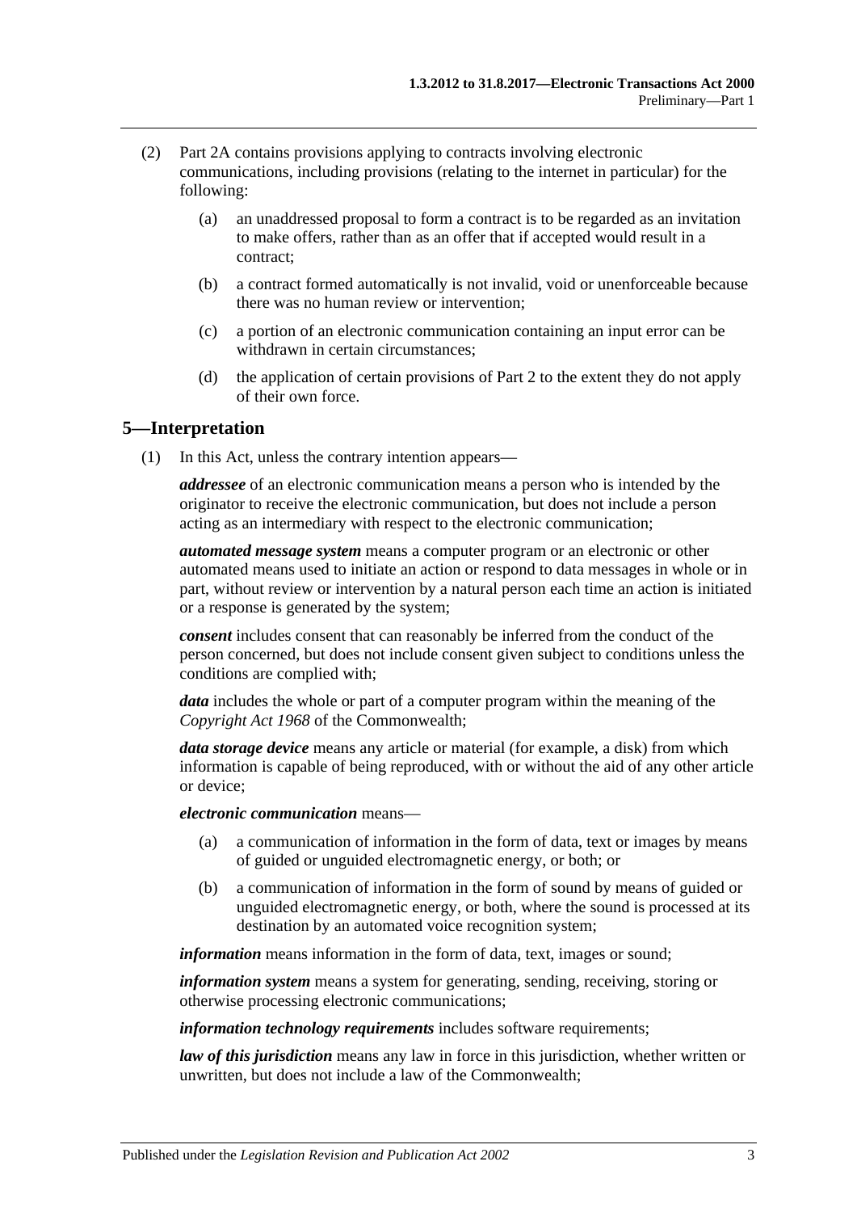(2) Part 2A contains provisions applying to contracts involving electronic communications, including provisions (relating to the internet in particular) for the following:

(a) an unaddressed proposal to form a contract is to be regarded as an invitation to make offers, rather than as an offer that if accepted would result in a contract;

(b) a contract formed automatically is not invalid, void or unenforceable because there was no human review or intervention;

(c) a portion of an electronic communication containing an input error can be withdrawn in certain circumstances;

(d) the application of certain provisions of Part 2 to the extent they do not apply of their own force.

## 5—Interpretation

(1) In this Act, unless the contrary intention appears—

***addressee*** of an electronic communication means a person who is intended by the originator to receive the electronic communication, but does not include a person acting as an intermediary with respect to the electronic communication;

***automated message system*** means a computer program or an electronic or other automated means used to initiate an action or respond to data messages in whole or in part, without review or intervention by a natural person each time an action is initiated or a response is generated by the system;

***consent*** includes consent that can reasonably be inferred from the conduct of the person concerned, but does not include consent given subject to conditions unless the conditions are complied with;

***data*** includes the whole or part of a computer program within the meaning of the *Copyright Act 1968* of the Commonwealth;

***data storage device*** means any article or material (for example, a disk) from which information is capable of being reproduced, with or without the aid of any other article or device;

***electronic communication*** means—

(a) a communication of information in the form of data, text or images by means of guided or unguided electromagnetic energy, or both; or

(b) a communication of information in the form of sound by means of guided or unguided electromagnetic energy, or both, where the sound is processed at its destination by an automated voice recognition system;

***information*** means information in the form of data, text, images or sound;

***information system*** means a system for generating, sending, receiving, storing or otherwise processing electronic communications;

***information technology requirements*** includes software requirements;

***law of this jurisdiction*** means any law in force in this jurisdiction, whether written or unwritten, but does not include a law of the Commonwealth;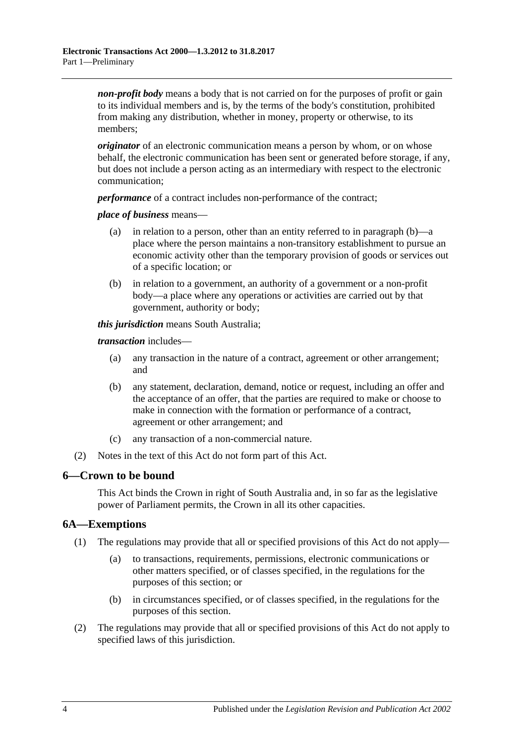***non-profit body*** means a body that is not carried on for the purposes of profit or gain to its individual members and is, by the terms of the body's constitution, prohibited from making any distribution, whether in money, property or otherwise, to its members;

***originator*** of an electronic communication means a person by whom, or on whose behalf, the electronic communication has been sent or generated before storage, if any, but does not include a person acting as an intermediary with respect to the electronic communication;

***performance*** of a contract includes non-performance of the contract;

***place of business*** means—

- (a) in relation to a person, other than an entity referred to in paragraph (b)—a place where the person maintains a non-transitory establishment to pursue an economic activity other than the temporary provision of goods or services out of a specific location; or
- (b) in relation to a government, an authority of a government or a non-profit body—a place where any operations or activities are carried out by that government, authority or body;

***this jurisdiction*** means South Australia;

***transaction*** includes—

- (a) any transaction in the nature of a contract, agreement or other arrangement; and
- (b) any statement, declaration, demand, notice or request, including an offer and the acceptance of an offer, that the parties are required to make or choose to make in connection with the formation or performance of a contract, agreement or other arrangement; and
- (c) any transaction of a non-commercial nature.

(2) Notes in the text of this Act do not form part of this Act.

## 6—Crown to be bound

This Act binds the Crown in right of South Australia and, in so far as the legislative power of Parliament permits, the Crown in all its other capacities.

## 6A—Exemptions

(1) The regulations may provide that all or specified provisions of this Act do not apply—

- (a) to transactions, requirements, permissions, electronic communications or other matters specified, or of classes specified, in the regulations for the purposes of this section; or
- (b) in circumstances specified, or of classes specified, in the regulations for the purposes of this section.

(2) The regulations may provide that all or specified provisions of this Act do not apply to specified laws of this jurisdiction.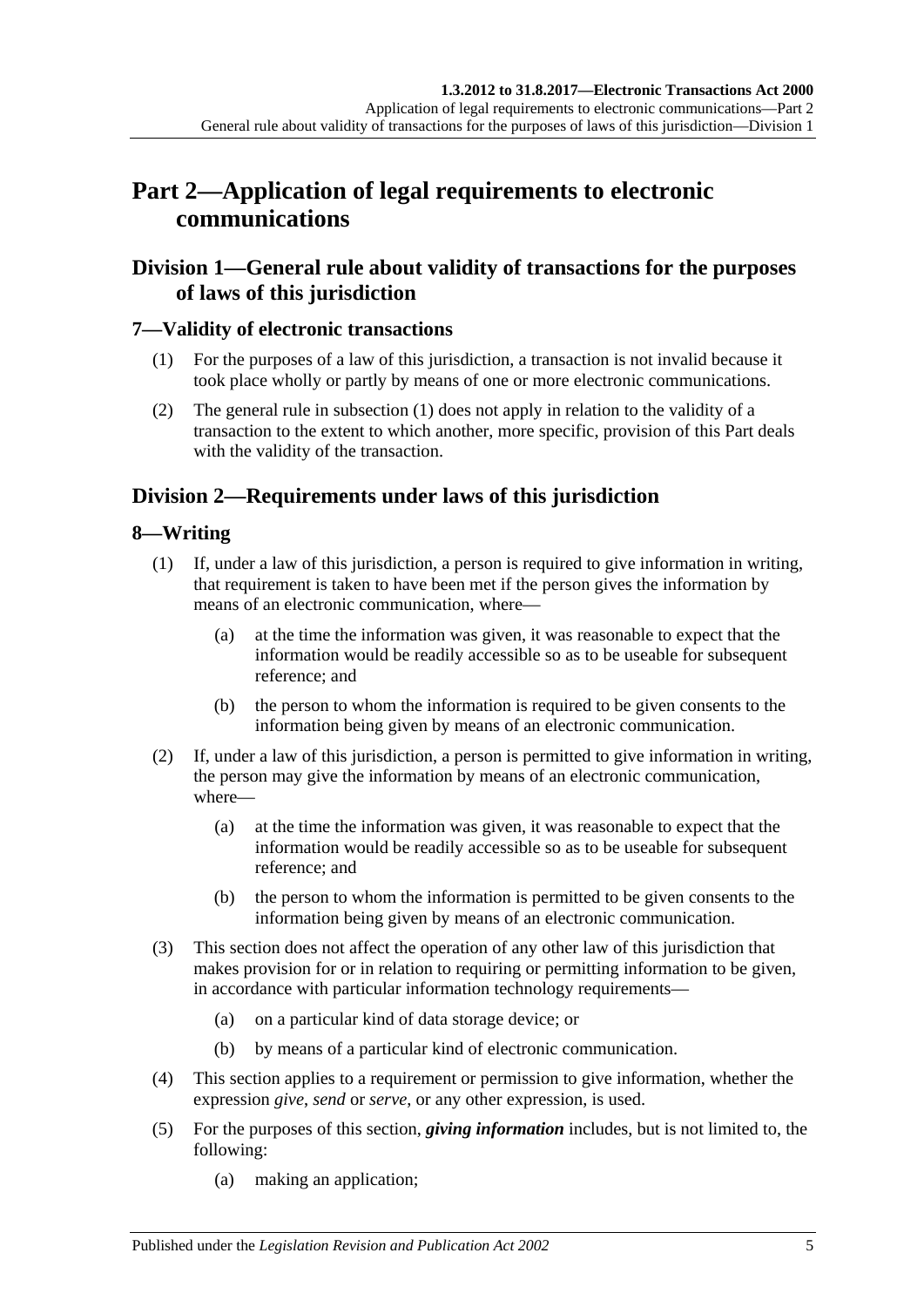# Part 2—Application of legal requirements to electronic communications

## Division 1—General rule about validity of transactions for the purposes of laws of this jurisdiction

### 7—Validity of electronic transactions

(1) For the purposes of a law of this jurisdiction, a transaction is not invalid because it took place wholly or partly by means of one or more electronic communications.

(2) The general rule in subsection (1) does not apply in relation to the validity of a transaction to the extent to which another, more specific, provision of this Part deals with the validity of the transaction.

## Division 2—Requirements under laws of this jurisdiction

### 8—Writing

(1) If, under a law of this jurisdiction, a person is required to give information in writing, that requirement is taken to have been met if the person gives the information by means of an electronic communication, where—

(a) at the time the information was given, it was reasonable to expect that the information would be readily accessible so as to be useable for subsequent reference; and

(b) the person to whom the information is required to be given consents to the information being given by means of an electronic communication.

(2) If, under a law of this jurisdiction, a person is permitted to give information in writing, the person may give the information by means of an electronic communication, where—

(a) at the time the information was given, it was reasonable to expect that the information would be readily accessible so as to be useable for subsequent reference; and

(b) the person to whom the information is permitted to be given consents to the information being given by means of an electronic communication.

(3) This section does not affect the operation of any other law of this jurisdiction that makes provision for or in relation to requiring or permitting information to be given, in accordance with particular information technology requirements—

(a) on a particular kind of data storage device; or

(b) by means of a particular kind of electronic communication.

(4) This section applies to a requirement or permission to give information, whether the expression *give*, *send* or *serve*, or any other expression, is used.

(5) For the purposes of this section, ***giving information*** includes, but is not limited to, the following:

(a) making an application;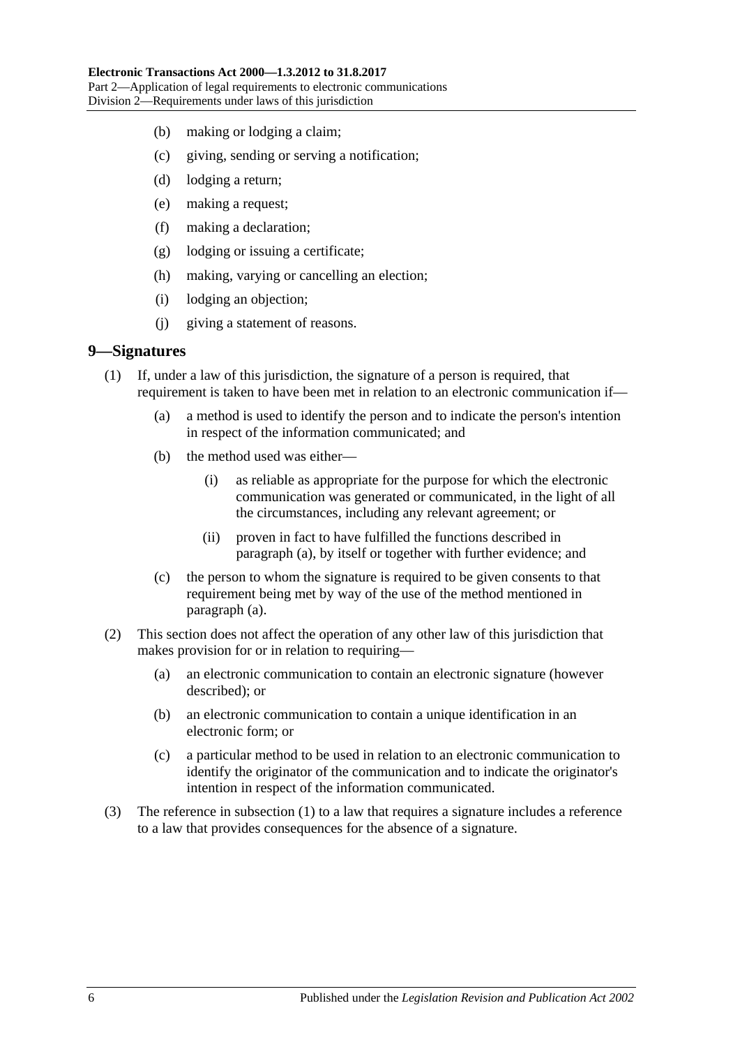(b) making or lodging a claim;

(c) giving, sending or serving a notification;

(d) lodging a return;

(e) making a request;

(f) making a declaration;

(g) lodging or issuing a certificate;

(h) making, varying or cancelling an election;

(i) lodging an objection;

(j) giving a statement of reasons.

## 9—Signatures

(1) If, under a law of this jurisdiction, the signature of a person is required, that requirement is taken to have been met in relation to an electronic communication if—

(a) a method is used to identify the person and to indicate the person's intention in respect of the information communicated; and

(b) the method used was either—

(i) as reliable as appropriate for the purpose for which the electronic communication was generated or communicated, in the light of all the circumstances, including any relevant agreement; or

(ii) proven in fact to have fulfilled the functions described in paragraph (a), by itself or together with further evidence; and

(c) the person to whom the signature is required to be given consents to that requirement being met by way of the use of the method mentioned in paragraph (a).

(2) This section does not affect the operation of any other law of this jurisdiction that makes provision for or in relation to requiring—

(a) an electronic communication to contain an electronic signature (however described); or

(b) an electronic communication to contain a unique identification in an electronic form; or

(c) a particular method to be used in relation to an electronic communication to identify the originator of the communication and to indicate the originator's intention in respect of the information communicated.

(3) The reference in subsection (1) to a law that requires a signature includes a reference to a law that provides consequences for the absence of a signature.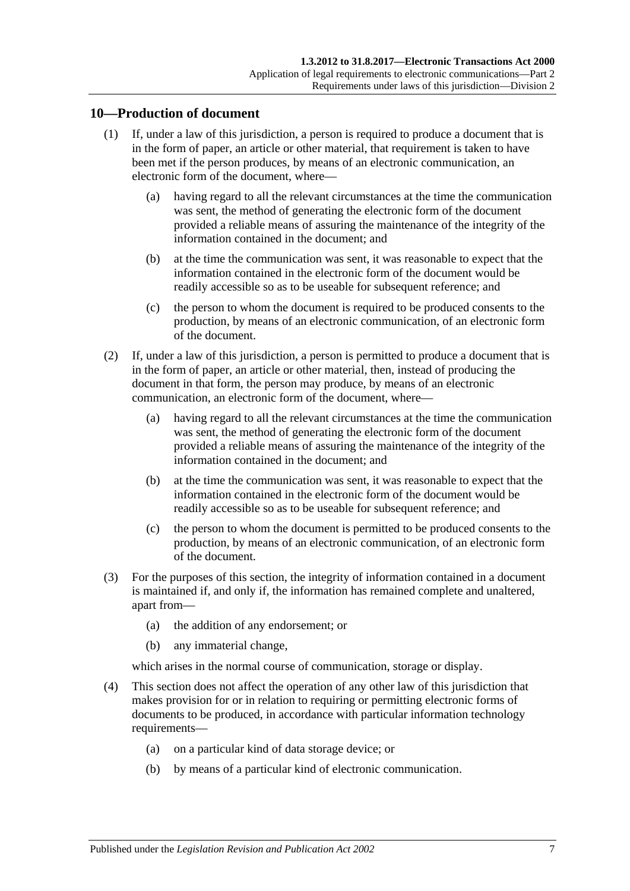## 10—Production of document

(1) If, under a law of this jurisdiction, a person is required to produce a document that is in the form of paper, an article or other material, that requirement is taken to have been met if the person produces, by means of an electronic communication, an electronic form of the document, where—

(a) having regard to all the relevant circumstances at the time the communication was sent, the method of generating the electronic form of the document provided a reliable means of assuring the maintenance of the integrity of the information contained in the document; and

(b) at the time the communication was sent, it was reasonable to expect that the information contained in the electronic form of the document would be readily accessible so as to be useable for subsequent reference; and

(c) the person to whom the document is required to be produced consents to the production, by means of an electronic communication, of an electronic form of the document.

(2) If, under a law of this jurisdiction, a person is permitted to produce a document that is in the form of paper, an article or other material, then, instead of producing the document in that form, the person may produce, by means of an electronic communication, an electronic form of the document, where—

(a) having regard to all the relevant circumstances at the time the communication was sent, the method of generating the electronic form of the document provided a reliable means of assuring the maintenance of the integrity of the information contained in the document; and

(b) at the time the communication was sent, it was reasonable to expect that the information contained in the electronic form of the document would be readily accessible so as to be useable for subsequent reference; and

(c) the person to whom the document is permitted to be produced consents to the production, by means of an electronic communication, of an electronic form of the document.

(3) For the purposes of this section, the integrity of information contained in a document is maintained if, and only if, the information has remained complete and unaltered, apart from—

(a) the addition of any endorsement; or

(b) any immaterial change,

which arises in the normal course of communication, storage or display.

(4) This section does not affect the operation of any other law of this jurisdiction that makes provision for or in relation to requiring or permitting electronic forms of documents to be produced, in accordance with particular information technology requirements—

(a) on a particular kind of data storage device; or

(b) by means of a particular kind of electronic communication.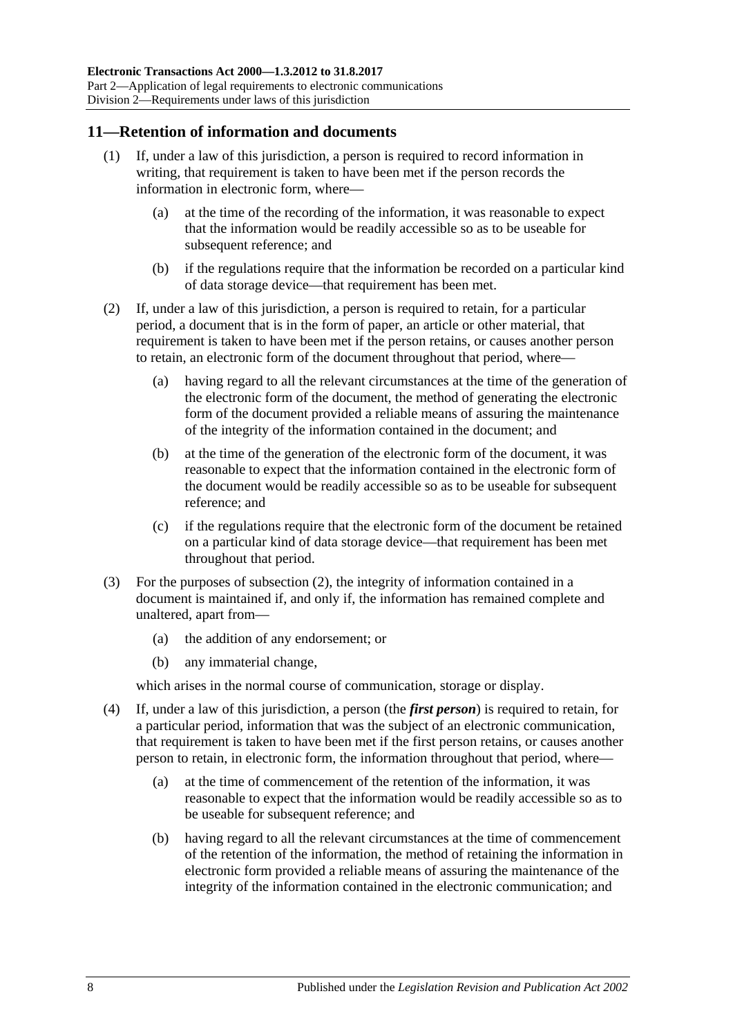## 11—Retention of information and documents

(1) If, under a law of this jurisdiction, a person is required to record information in writing, that requirement is taken to have been met if the person records the information in electronic form, where—

(a) at the time of the recording of the information, it was reasonable to expect that the information would be readily accessible so as to be useable for subsequent reference; and

(b) if the regulations require that the information be recorded on a particular kind of data storage device—that requirement has been met.

(2) If, under a law of this jurisdiction, a person is required to retain, for a particular period, a document that is in the form of paper, an article or other material, that requirement is taken to have been met if the person retains, or causes another person to retain, an electronic form of the document throughout that period, where—

(a) having regard to all the relevant circumstances at the time of the generation of the electronic form of the document, the method of generating the electronic form of the document provided a reliable means of assuring the maintenance of the integrity of the information contained in the document; and

(b) at the time of the generation of the electronic form of the document, it was reasonable to expect that the information contained in the electronic form of the document would be readily accessible so as to be useable for subsequent reference; and

(c) if the regulations require that the electronic form of the document be retained on a particular kind of data storage device—that requirement has been met throughout that period.

(3) For the purposes of subsection (2), the integrity of information contained in a document is maintained if, and only if, the information has remained complete and unaltered, apart from—

(a) the addition of any endorsement; or

(b) any immaterial change,

which arises in the normal course of communication, storage or display.

(4) If, under a law of this jurisdiction, a person (the ***first person***) is required to retain, for a particular period, information that was the subject of an electronic communication, that requirement is taken to have been met if the first person retains, or causes another person to retain, in electronic form, the information throughout that period, where—

(a) at the time of commencement of the retention of the information, it was reasonable to expect that the information would be readily accessible so as to be useable for subsequent reference; and

(b) having regard to all the relevant circumstances at the time of commencement of the retention of the information, the method of retaining the information in electronic form provided a reliable means of assuring the maintenance of the integrity of the information contained in the electronic communication; and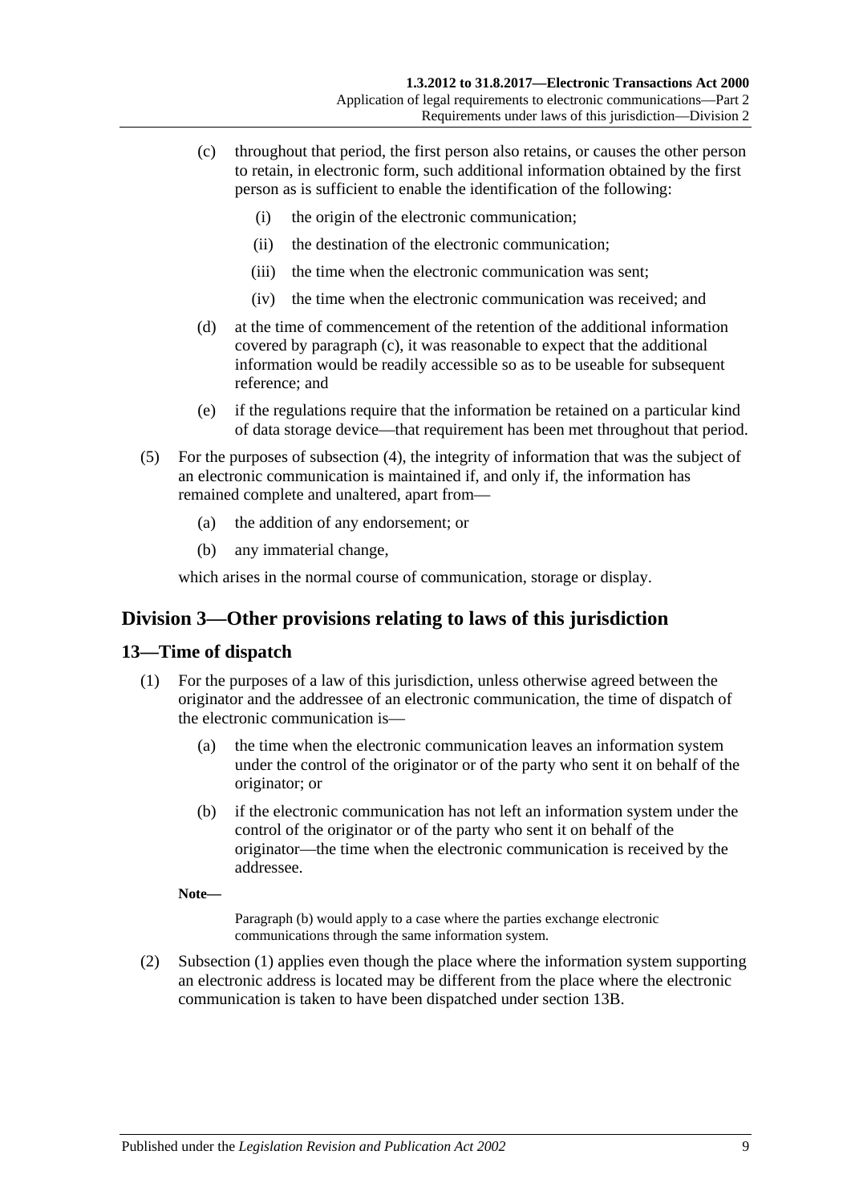(c) throughout that period, the first person also retains, or causes the other person to retain, in electronic form, such additional information obtained by the first person as is sufficient to enable the identification of the following:

(i) the origin of the electronic communication;

(ii) the destination of the electronic communication;

(iii) the time when the electronic communication was sent;

(iv) the time when the electronic communication was received; and

(d) at the time of commencement of the retention of the additional information covered by paragraph (c), it was reasonable to expect that the additional information would be readily accessible so as to be useable for subsequent reference; and

(e) if the regulations require that the information be retained on a particular kind of data storage device—that requirement has been met throughout that period.

(5) For the purposes of subsection (4), the integrity of information that was the subject of an electronic communication is maintained if, and only if, the information has remained complete and unaltered, apart from—

(a) the addition of any endorsement; or

(b) any immaterial change,

which arises in the normal course of communication, storage or display.

## Division 3—Other provisions relating to laws of this jurisdiction

### 13—Time of dispatch

(1) For the purposes of a law of this jurisdiction, unless otherwise agreed between the originator and the addressee of an electronic communication, the time of dispatch of the electronic communication is—

(a) the time when the electronic communication leaves an information system under the control of the originator or of the party who sent it on behalf of the originator; or

(b) if the electronic communication has not left an information system under the control of the originator or of the party who sent it on behalf of the originator—the time when the electronic communication is received by the addressee.

**Note—**

Paragraph (b) would apply to a case where the parties exchange electronic communications through the same information system.

(2) Subsection (1) applies even though the place where the information system supporting an electronic address is located may be different from the place where the electronic communication is taken to have been dispatched under section 13B.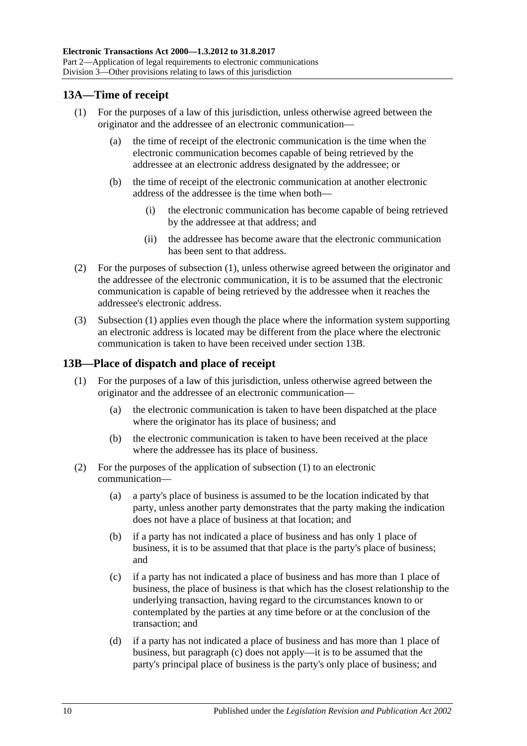## 13A—Time of receipt

(1) For the purposes of a law of this jurisdiction, unless otherwise agreed between the originator and the addressee of an electronic communication—

(a) the time of receipt of the electronic communication is the time when the electronic communication becomes capable of being retrieved by the addressee at an electronic address designated by the addressee; or

(b) the time of receipt of the electronic communication at another electronic address of the addressee is the time when both—

(i) the electronic communication has become capable of being retrieved by the addressee at that address; and

(ii) the addressee has become aware that the electronic communication has been sent to that address.

(2) For the purposes of subsection (1), unless otherwise agreed between the originator and the addressee of the electronic communication, it is to be assumed that the electronic communication is capable of being retrieved by the addressee when it reaches the addressee's electronic address.

(3) Subsection (1) applies even though the place where the information system supporting an electronic address is located may be different from the place where the electronic communication is taken to have been received under section 13B.

## 13B—Place of dispatch and place of receipt

(1) For the purposes of a law of this jurisdiction, unless otherwise agreed between the originator and the addressee of an electronic communication—

(a) the electronic communication is taken to have been dispatched at the place where the originator has its place of business; and

(b) the electronic communication is taken to have been received at the place where the addressee has its place of business.

(2) For the purposes of the application of subsection (1) to an electronic communication—

(a) a party's place of business is assumed to be the location indicated by that party, unless another party demonstrates that the party making the indication does not have a place of business at that location; and

(b) if a party has not indicated a place of business and has only 1 place of business, it is to be assumed that that place is the party's place of business; and

(c) if a party has not indicated a place of business and has more than 1 place of business, the place of business is that which has the closest relationship to the underlying transaction, having regard to the circumstances known to or contemplated by the parties at any time before or at the conclusion of the transaction; and

(d) if a party has not indicated a place of business and has more than 1 place of business, but paragraph (c) does not apply—it is to be assumed that the party's principal place of business is the party's only place of business; and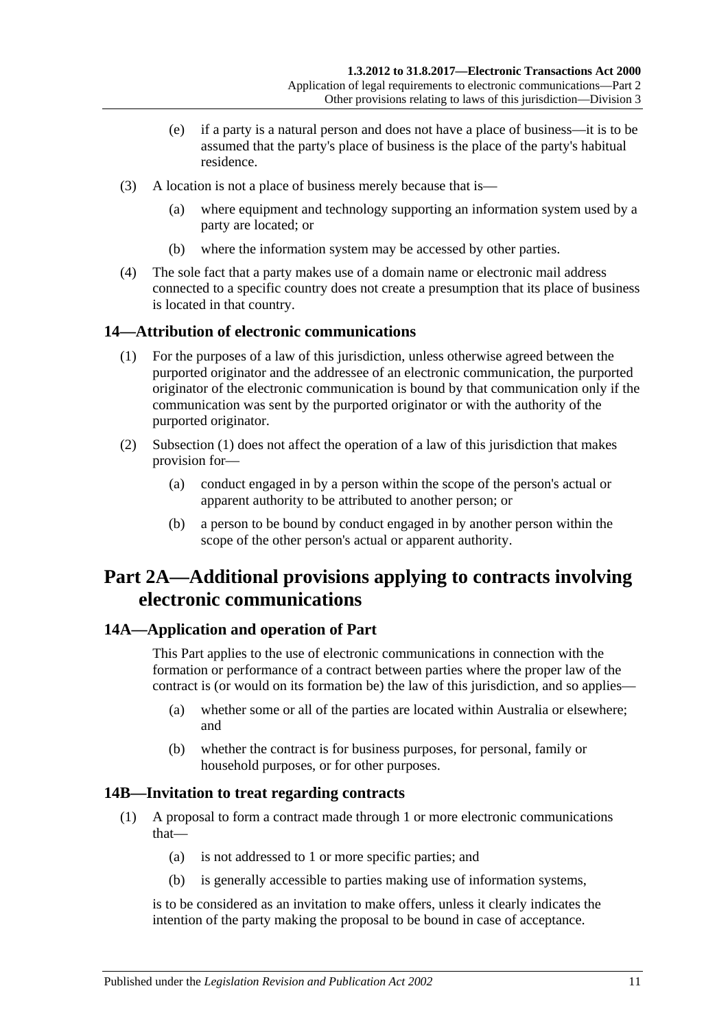(e) if a party is a natural person and does not have a place of business—it is to be assumed that the party's place of business is the place of the party's habitual residence.

(3) A location is not a place of business merely because that is—

(a) where equipment and technology supporting an information system used by a party are located; or

(b) where the information system may be accessed by other parties.

(4) The sole fact that a party makes use of a domain name or electronic mail address connected to a specific country does not create a presumption that its place of business is located in that country.

## 14—Attribution of electronic communications

(1) For the purposes of a law of this jurisdiction, unless otherwise agreed between the purported originator and the addressee of an electronic communication, the purported originator of the electronic communication is bound by that communication only if the communication was sent by the purported originator or with the authority of the purported originator.

(2) Subsection (1) does not affect the operation of a law of this jurisdiction that makes provision for—

(a) conduct engaged in by a person within the scope of the person's actual or apparent authority to be attributed to another person; or

(b) a person to be bound by conduct engaged in by another person within the scope of the other person's actual or apparent authority.

# Part 2A—Additional provisions applying to contracts involving electronic communications

## 14A—Application and operation of Part

This Part applies to the use of electronic communications in connection with the formation or performance of a contract between parties where the proper law of the contract is (or would on its formation be) the law of this jurisdiction, and so applies—

(a) whether some or all of the parties are located within Australia or elsewhere; and

(b) whether the contract is for business purposes, for personal, family or household purposes, or for other purposes.

## 14B—Invitation to treat regarding contracts

(1) A proposal to form a contract made through 1 or more electronic communications that—

(a) is not addressed to 1 or more specific parties; and

(b) is generally accessible to parties making use of information systems,

is to be considered as an invitation to make offers, unless it clearly indicates the intention of the party making the proposal to be bound in case of acceptance.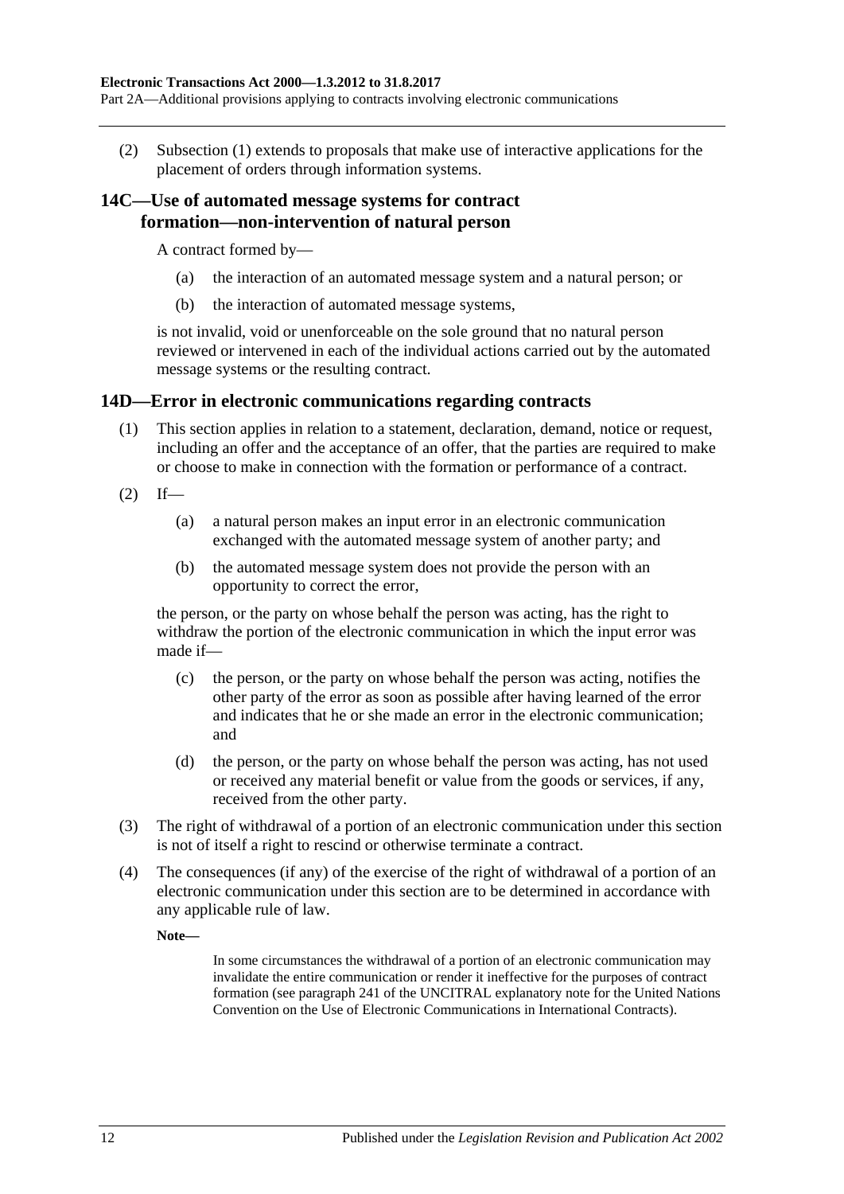(2) Subsection (1) extends to proposals that make use of interactive applications for the placement of orders through information systems.

## 14C—Use of automated message systems for contract formation—non-intervention of natural person

A contract formed by—

(a) the interaction of an automated message system and a natural person; or

(b) the interaction of automated message systems,

is not invalid, void or unenforceable on the sole ground that no natural person reviewed or intervened in each of the individual actions carried out by the automated message systems or the resulting contract.

## 14D—Error in electronic communications regarding contracts

(1) This section applies in relation to a statement, declaration, demand, notice or request, including an offer and the acceptance of an offer, that the parties are required to make or choose to make in connection with the formation or performance of a contract.

(2) If—

(a) a natural person makes an input error in an electronic communication exchanged with the automated message system of another party; and

(b) the automated message system does not provide the person with an opportunity to correct the error,

the person, or the party on whose behalf the person was acting, has the right to withdraw the portion of the electronic communication in which the input error was made if—

(c) the person, or the party on whose behalf the person was acting, notifies the other party of the error as soon as possible after having learned of the error and indicates that he or she made an error in the electronic communication; and

(d) the person, or the party on whose behalf the person was acting, has not used or received any material benefit or value from the goods or services, if any, received from the other party.

(3) The right of withdrawal of a portion of an electronic communication under this section is not of itself a right to rescind or otherwise terminate a contract.

(4) The consequences (if any) of the exercise of the right of withdrawal of a portion of an electronic communication under this section are to be determined in accordance with any applicable rule of law.

**Note—**

In some circumstances the withdrawal of a portion of an electronic communication may invalidate the entire communication or render it ineffective for the purposes of contract formation (see paragraph 241 of the UNCITRAL explanatory note for the United Nations Convention on the Use of Electronic Communications in International Contracts).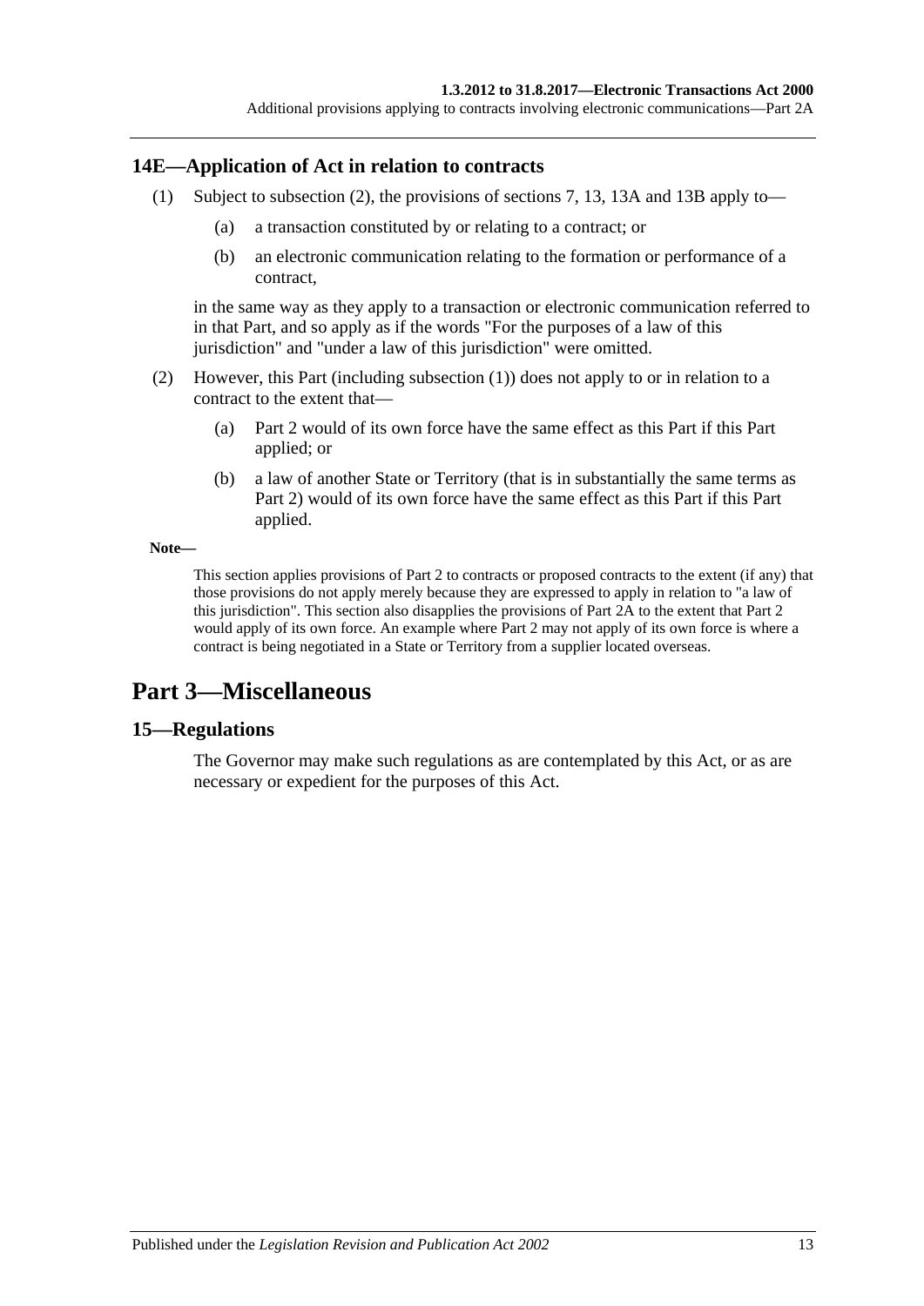## 14E—Application of Act in relation to contracts

(1) Subject to subsection (2), the provisions of sections 7, 13, 13A and 13B apply to—

(a) a transaction constituted by or relating to a contract; or

(b) an electronic communication relating to the formation or performance of a contract,

in the same way as they apply to a transaction or electronic communication referred to in that Part, and so apply as if the words "For the purposes of a law of this jurisdiction" and "under a law of this jurisdiction" were omitted.

(2) However, this Part (including subsection (1)) does not apply to or in relation to a contract to the extent that—

(a) Part 2 would of its own force have the same effect as this Part if this Part applied; or

(b) a law of another State or Territory (that is in substantially the same terms as Part 2) would of its own force have the same effect as this Part if this Part applied.

**Note—**

This section applies provisions of Part 2 to contracts or proposed contracts to the extent (if any) that those provisions do not apply merely because they are expressed to apply in relation to "a law of this jurisdiction". This section also disapplies the provisions of Part 2A to the extent that Part 2 would apply of its own force. An example where Part 2 may not apply of its own force is where a contract is being negotiated in a State or Territory from a supplier located overseas.

# Part 3—Miscellaneous

## 15—Regulations

The Governor may make such regulations as are contemplated by this Act, or as are necessary or expedient for the purposes of this Act.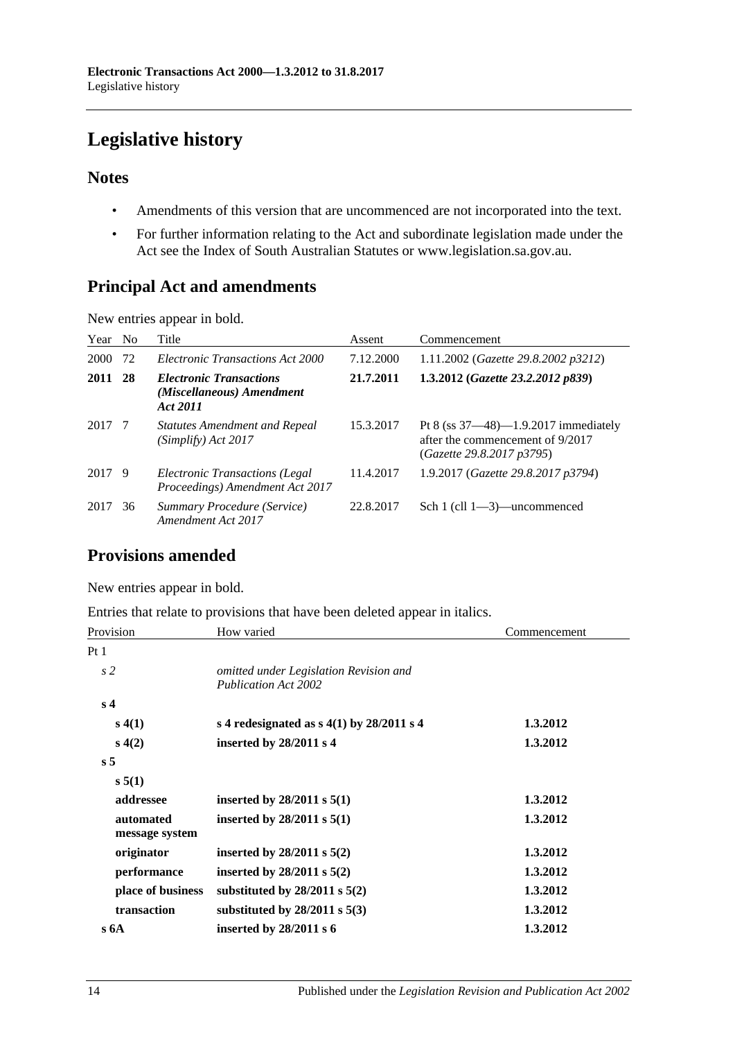# Legislative history

## Notes

- Amendments of this version that are uncommenced are not incorporated into the text.
- For further information relating to the Act and subordinate legislation made under the Act see the Index of South Australian Statutes or www.legislation.sa.gov.au.

## Principal Act and amendments

New entries appear in bold.

| Year | No | Title | Assent | Commencement |
|---|---|---|---|---|
| 2000 | 72 | *Electronic Transactions Act 2000* | 7.12.2000 | 1.11.2002 (*Gazette 29.8.2002 p3212*) |
| **2011** | **28** | ***Electronic Transactions (Miscellaneous) Amendment Act 2011*** | **21.7.2011** | **1.3.2012 (*Gazette 23.2.2012 p839*)** |
| 2017 | 7 | *Statutes Amendment and Repeal (Simplify) Act 2017* | 15.3.2017 | Pt 8 (ss 37—48)—1.9.2017 immediately after the commencement of 9/2017 (*Gazette 29.8.2017 p3795*) |
| 2017 | 9 | *Electronic Transactions (Legal Proceedings) Amendment Act 2017* | 11.4.2017 | 1.9.2017 (*Gazette 29.8.2017 p3794*) |
| 2017 | 36 | *Summary Procedure (Service) Amendment Act 2017* | 22.8.2017 | Sch 1 (cll 1—3)—uncommenced |

## Provisions amended

New entries appear in bold.

Entries that relate to provisions that have been deleted appear in italics.

| Provision | How varied | Commencement |
|---|---|---|
| Pt 1 | | |
| *s 2* | *omitted under Legislation Revision and Publication Act 2002* | |
| **s 4** | | |
| **s 4(1)** | **s 4 redesignated as s 4(1) by 28/2011 s 4** | **1.3.2012** |
| **s 4(2)** | **inserted by 28/2011 s 4** | **1.3.2012** |
| **s 5** | | |
| **s 5(1)** | | |
| **addressee** | **inserted by 28/2011 s 5(1)** | **1.3.2012** |
| **automated message system** | **inserted by 28/2011 s 5(1)** | **1.3.2012** |
| **originator** | **inserted by 28/2011 s 5(2)** | **1.3.2012** |
| **performance** | **inserted by 28/2011 s 5(2)** | **1.3.2012** |
| **place of business** | **substituted by 28/2011 s 5(2)** | **1.3.2012** |
| **transaction** | **substituted by 28/2011 s 5(3)** | **1.3.2012** |
| **s 6A** | **inserted by 28/2011 s 6** | **1.3.2012** |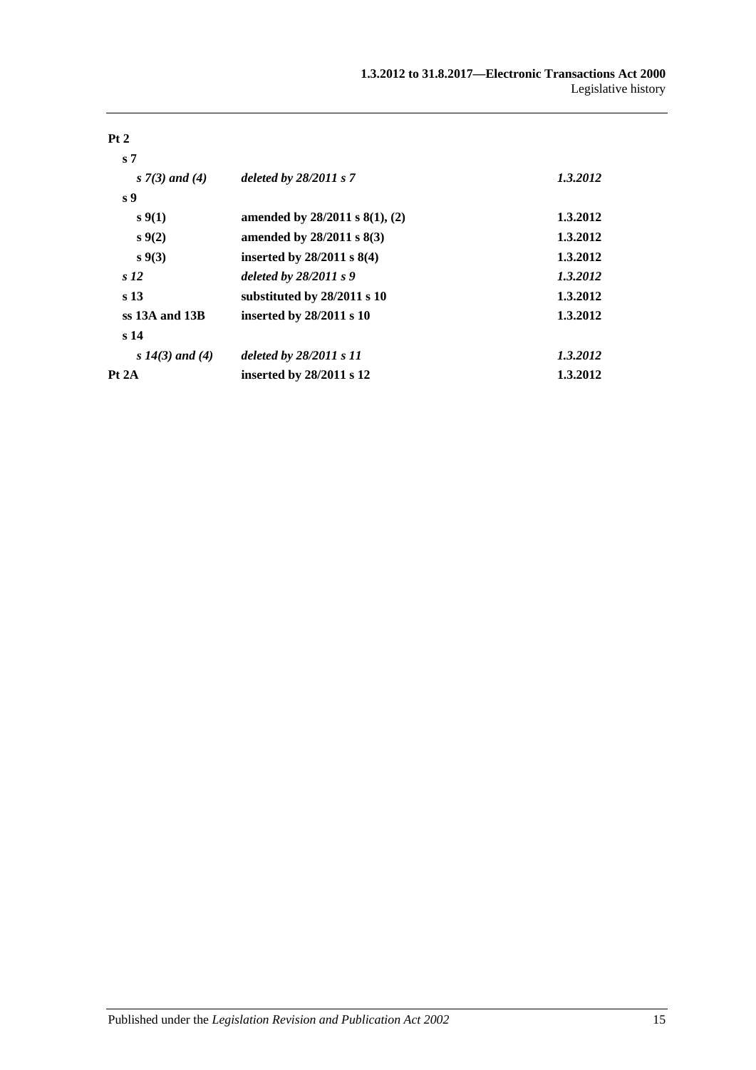**Pt 2**

| | | |
|---|---|---|
| **s 7** | | |
| *s 7(3) and (4)* | *deleted by 28/2011 s 7* | *1.3.2012* |
| **s 9** | | |
| **s 9(1)** | **amended by 28/2011 s 8(1), (2)** | **1.3.2012** |
| **s 9(2)** | **amended by 28/2011 s 8(3)** | **1.3.2012** |
| **s 9(3)** | **inserted by 28/2011 s 8(4)** | **1.3.2012** |
| *s 12* | *deleted by 28/2011 s 9* | *1.3.2012* |
| **s 13** | **substituted by 28/2011 s 10** | **1.3.2012** |
| **ss 13A and 13B** | **inserted by 28/2011 s 10** | **1.3.2012** |
| **s 14** | | |
| *s 14(3) and (4)* | *deleted by 28/2011 s 11* | *1.3.2012* |
| **Pt 2A** | **inserted by 28/2011 s 12** | **1.3.2012** |